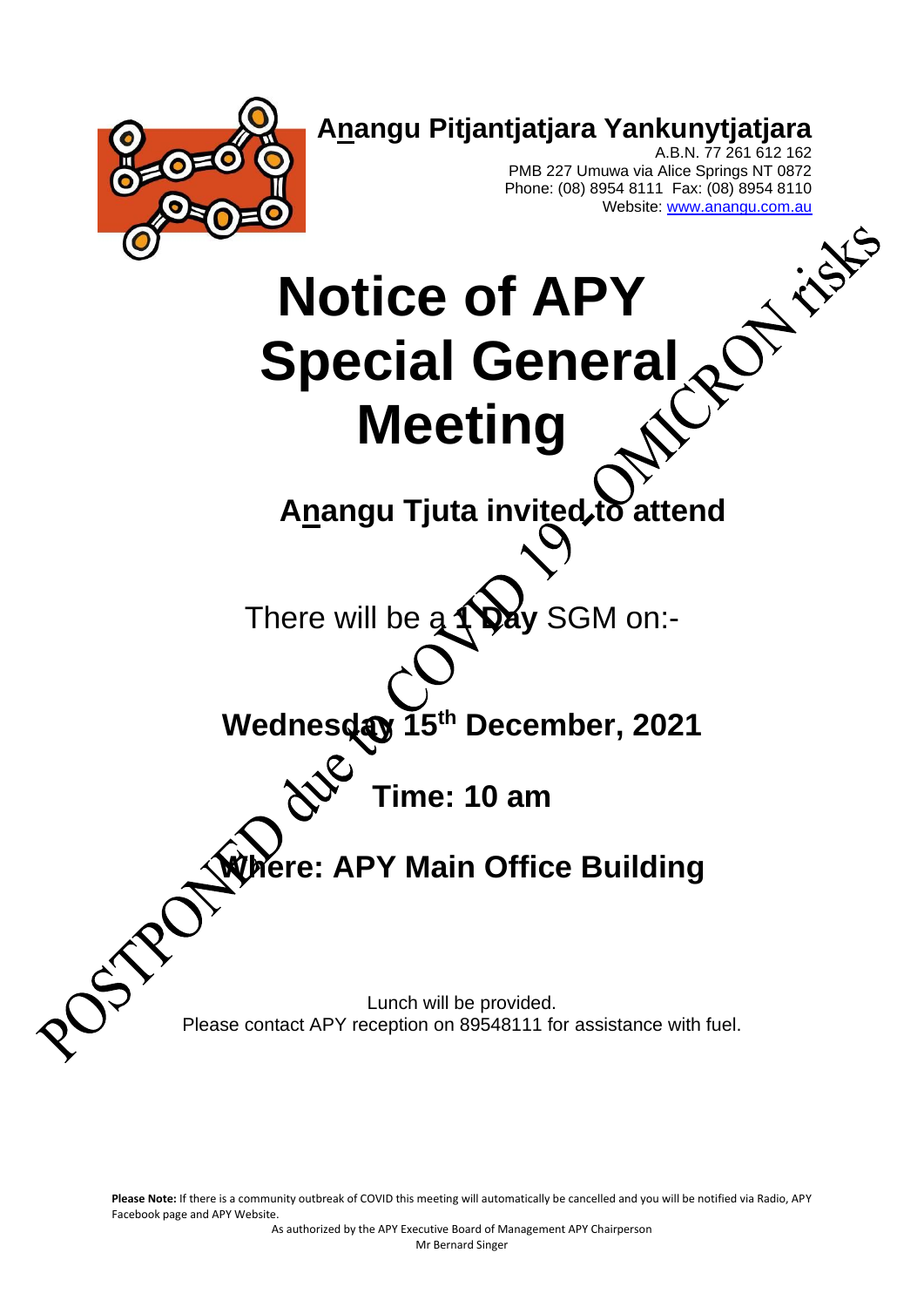**Anangu Pitjantjatjara Yankunytjatjara**

A.B.N. 77 261 612 162
PMB 227 Umuwa via Alice Springs NT 0872
Phone: (08) 8954 8111 Fax: (08) 8954 8110
Website: www.anangu.com.au

# Notice of APY Special General Meeting

POSTPONED due to COVID 19 - OMICRON risks

## Anangu Tjuta invited to attend

There will be a **1 Day** SGM on:-

**Wednesday 15th December, 2021**

**Time: 10 am**

**Where: APY Main Office Building**

Lunch will be provided.
Please contact APY reception on 89548111 for assistance with fuel.

**Please Note:** If there is a community outbreak of COVID this meeting will automatically be cancelled and you will be notified via Radio, APY Facebook page and APY Website.

As authorized by the APY Executive Board of Management APY Chairperson
Mr Bernard Singer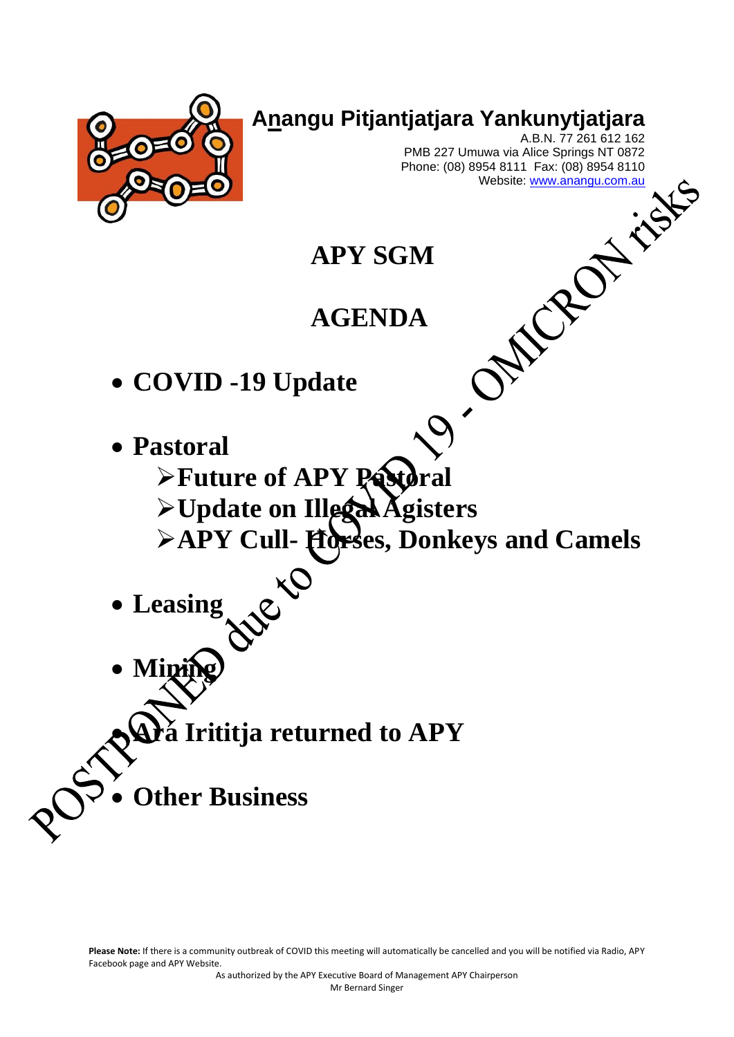# Anangu Pitjantjatjara Yankunytjatjara

A.B.N. 77 261 612 162
PMB 227 Umuwa via Alice Springs NT 0872
Phone: (08) 8954 8111 Fax: (08) 8954 8110
Website: www.anangu.com.au

POSTPONED due to COVID 19 - OMICRON risks

## APY SGM

## AGENDA

- **COVID -19 Update**
- **Pastoral**
  - **Future of APY Pastoral**
  - **Update on Illegal Agisters**
  - **APY Cull- Horses, Donkeys and Camels**
- **Leasing**
- **Mining**
- **Ara Irititja returned to APY**
- **Other Business**

**Please Note:** If there is a community outbreak of COVID this meeting will automatically be cancelled and you will be notified via Radio, APY Facebook page and APY Website.

As authorized by the APY Executive Board of Management APY Chairperson
Mr Bernard Singer